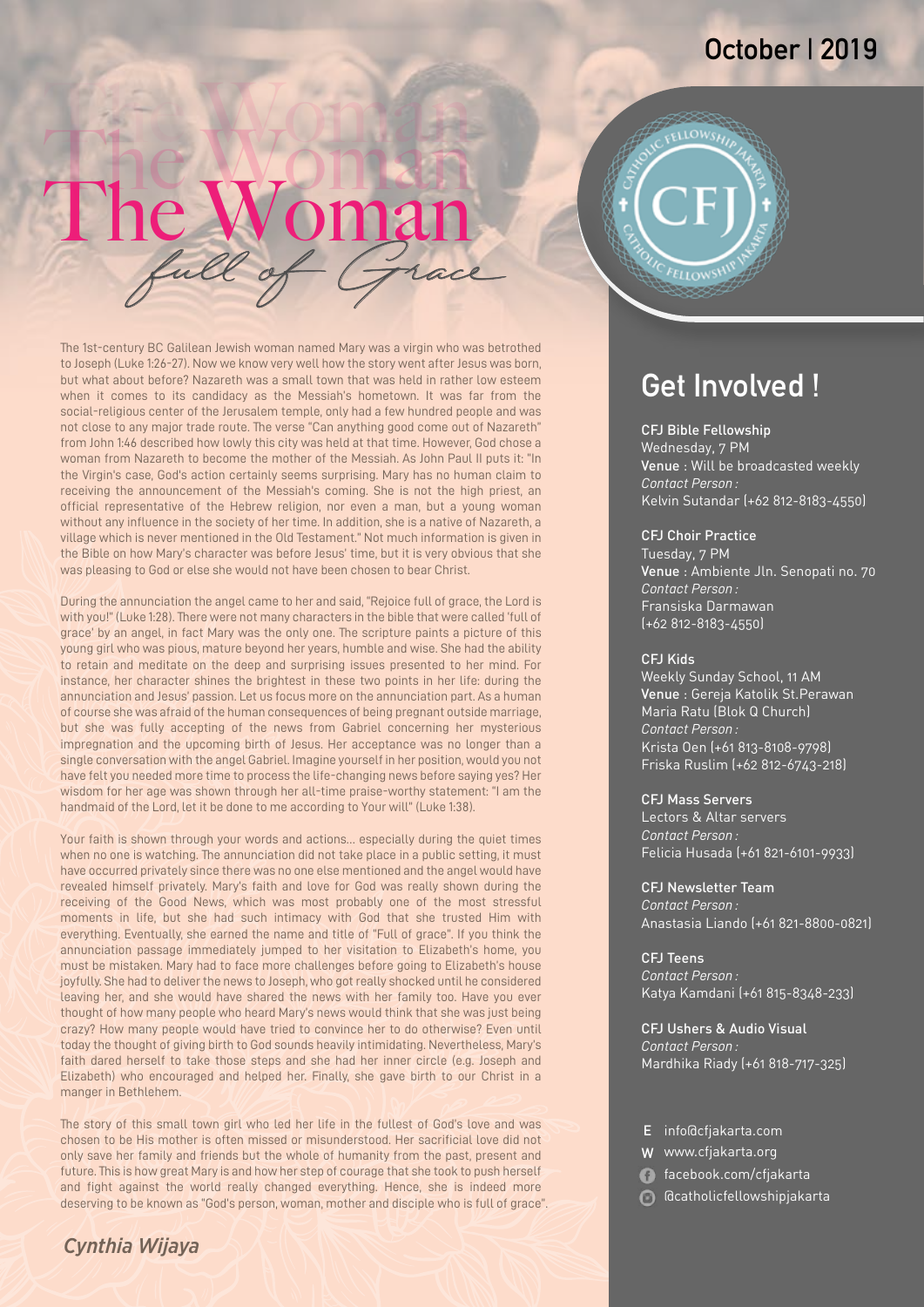October | 2019

# The Woman

*full of Grace*

The 1st-century BC Galilean Jewish woman named Mary was a virgin who was betrothed to Joseph (Luke 1:26-27). Now we know very well how the story went after Jesus was born, but what about before? Nazareth was a small town that was held in rather low esteem when it comes to its candidacy as the Messiah's hometown. It was far from the social-religious center of the Jerusalem temple, only had a few hundred people and was not close to any major trade route. The verse "Can anything good come out of Nazareth" from John 1:46 described how lowly this city was held at that time. However, God chose a woman from Nazareth to become the mother of the Messiah. As John Paul II puts it: "In the Virgin's case, God's action certainly seems surprising. Mary has no human claim to receiving the announcement of the Messiah's coming. She is not the high priest, an official representative of the Hebrew religion, nor even a man, but a young woman without any influence in the society of her time. In addition, she is a native of Nazareth, a village which is never mentioned in the Old Testament." Not much information is given in the Bible on how Mary's character was before Jesus' time, but it is very obvious that she was pleasing to God or else she would not have been chosen to bear Christ.

During the annunciation the angel came to her and said, "Rejoice full of grace, the Lord is with you!" (Luke 1:28). There were not many characters in the bible that were called 'full of grace' by an angel, in fact Mary was the only one. The scripture paints a picture of this young girl who was pious, mature beyond her years, humble and wise. She had the ability to retain and meditate on the deep and surprising issues presented to her mind. For instance, her character shines the brightest in these two points in her life: during the annunciation and Jesus' passion. Let us focus more on the annunciation part. As a human of course she was afraid of the human consequences of being pregnant outside marriage, but she was fully accepting of the news from Gabriel concerning her mysterious impregnation and the upcoming birth of Jesus. Her acceptance was no longer than a single conversation with the angel Gabriel. Imagine yourself in her position, would you not have felt you needed more time to process the life-changing news before saying yes? Her wisdom for her age was shown through her all-time praise-worthy statement: "I am the handmaid of the Lord, let it be done to me according to Your will" (Luke 1:38).

Your faith is shown through your words and actions... especially during the quiet times when no one is watching. The annunciation did not take place in a public setting, it must have occurred privately since there was no one else mentioned and the angel would have revealed himself privately. Mary's faith and love for God was really shown during the receiving of the Good News, which was most probably one of the most stressful moments in life, but she had such intimacy with God that she trusted Him with everything. Eventually, she earned the name and title of "Full of grace". If you think the annunciation passage immediately jumped to her visitation to Elizabeth's home, you must be mistaken. Mary had to face more challenges before going to Elizabeth's house joyfully. She had to deliver the news to Joseph, who got really shocked until he considered leaving her, and she would have shared the news with her family too. Have you ever thought of how many people who heard Mary's news would think that she was just being crazy? How many people would have tried to convince her to do otherwise? Even until today the thought of giving birth to God sounds heavily intimidating. Nevertheless, Mary's faith dared herself to take those steps and she had her inner circle (e.g. Joseph and Elizabeth) who encouraged and helped her. Finally, she gave birth to our Christ in a manger in Bethlehem.

The story of this small town girl who led her life in the fullest of God's love and was chosen to be His mother is often missed or misunderstood. Her sacrificial love did not only save her family and friends but the whole of humanity from the past, present and future. This is how great Mary is and how her step of courage that she took to push herself and fight against the world really changed everything. Hence, she is indeed more deserving to be known as "God's person, woman, mother and disciple who is full of grace".

*Cynthia Wijaya*

## Get Involved !

**CFJ Bible Fellowship**
Wednesday, 7 PM
**Venue** : Will be broadcasted weekly
*Contact Person :*
Kelvin Sutandar (+62 812-8183-4550)

**CFJ Choir Practice**
Tuesday, 7 PM
**Venue** : Ambiente Jln. Senopati no. 70
*Contact Person :*
Fransiska Darmawan
(+62 812-8183-4550)

**CFJ Kids**
Weekly Sunday School, 11 AM
**Venue** : Gereja Katolik St.Perawan Maria Ratu (Blok Q Church)
*Contact Person :*
Krista Oen (+61 813-8108-9798)
Friska Ruslim (+62 812-6743-218)

**CFJ Mass Servers**
Lectors & Altar servers
*Contact Person :*
Felicia Husada (+61 821-6101-9933)

**CFJ Newsletter Team**
*Contact Person :*
Anastasia Liando (+61 821-8800-0821)

**CFJ Teens**
*Contact Person :*
Katya Kamdani (+61 815-8348-233)

**CFJ Ushers & Audio Visual**
*Contact Person :*
Mardhika Riady (+61 818-717-325)

E info@cfjakarta.com
W www.cfjakarta.org
facebook.com/cfjakarta
@catholicfellowshipjakarta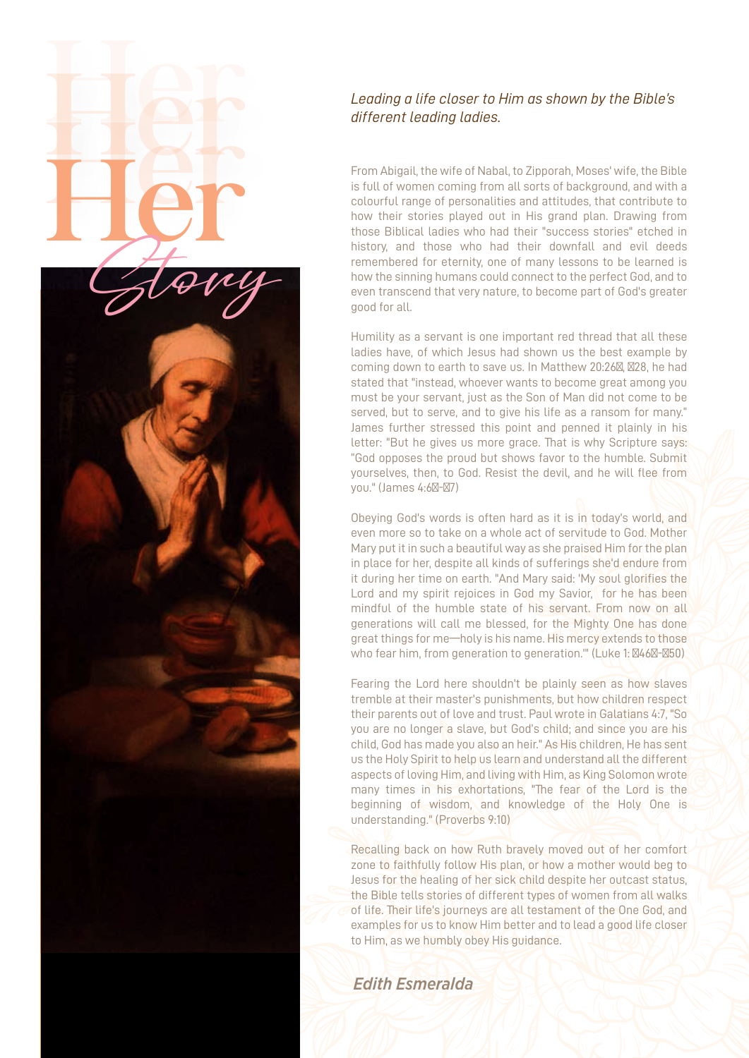# Her Story

*Leading a life closer to Him as shown by the Bible's different leading ladies.*

From Abigail, the wife of Nabal, to Zipporah, Moses' wife, the Bible is full of women coming from all sorts of background, and with a colourful range of personalities and attitudes, that contribute to how their stories played out in His grand plan. Drawing from those Biblical ladies who had their "success stories" etched in history, and those who had their downfall and evil deeds remembered for eternity, one of many lessons to be learned is how the sinning humans could connect to the perfect God, and to even transcend that very nature, to become part of God's greater good for all.

Humility as a servant is one important red thread that all these ladies have, of which Jesus had shown us the best example by coming down to earth to save us. In Matthew 20:26, 28, he had stated that "instead, whoever wants to become great among you must be your servant, just as the Son of Man did not come to be served, but to serve, and to give his life as a ransom for many." James further stressed this point and penned it plainly in his letter: "But he gives us more grace. That is why Scripture says: "God opposes the proud but shows favor to the humble. Submit yourselves, then, to God. Resist the devil, and he will flee from you." (James 4:6-7)

Obeying God's words is often hard as it is in today's world, and even more so to take on a whole act of servitude to God. Mother Mary put it in such a beautiful way as she praised Him for the plan in place for her, despite all kinds of sufferings she'd endure from it during her time on earth. "And Mary said: 'My soul glorifies the Lord and my spirit rejoices in God my Savior, for he has been mindful of the humble state of his servant. From now on all generations will call me blessed, for the Mighty One has done great things for me—holy is his name. His mercy extends to those who fear him, from generation to generation.'" (Luke 1: 46-50)

Fearing the Lord here shouldn't be plainly seen as how slaves tremble at their master's punishments, but how children respect their parents out of love and trust. Paul wrote in Galatians 4:7, "So you are no longer a slave, but God's child; and since you are his child, God has made you also an heir." As His children, He has sent us the Holy Spirit to help us learn and understand all the different aspects of loving Him, and living with Him, as King Solomon wrote many times in his exhortations, "The fear of the Lord is the beginning of wisdom, and knowledge of the Holy One is understanding." (Proverbs 9:10)

Recalling back on how Ruth bravely moved out of her comfort zone to faithfully follow His plan, or how a mother would beg to Jesus for the healing of her sick child despite her outcast status, the Bible tells stories of different types of women from all walks of life. Their life's journeys are all testament of the One God, and examples for us to know Him better and to lead a good life closer to Him, as we humbly obey His guidance.

***Edith Esmeralda***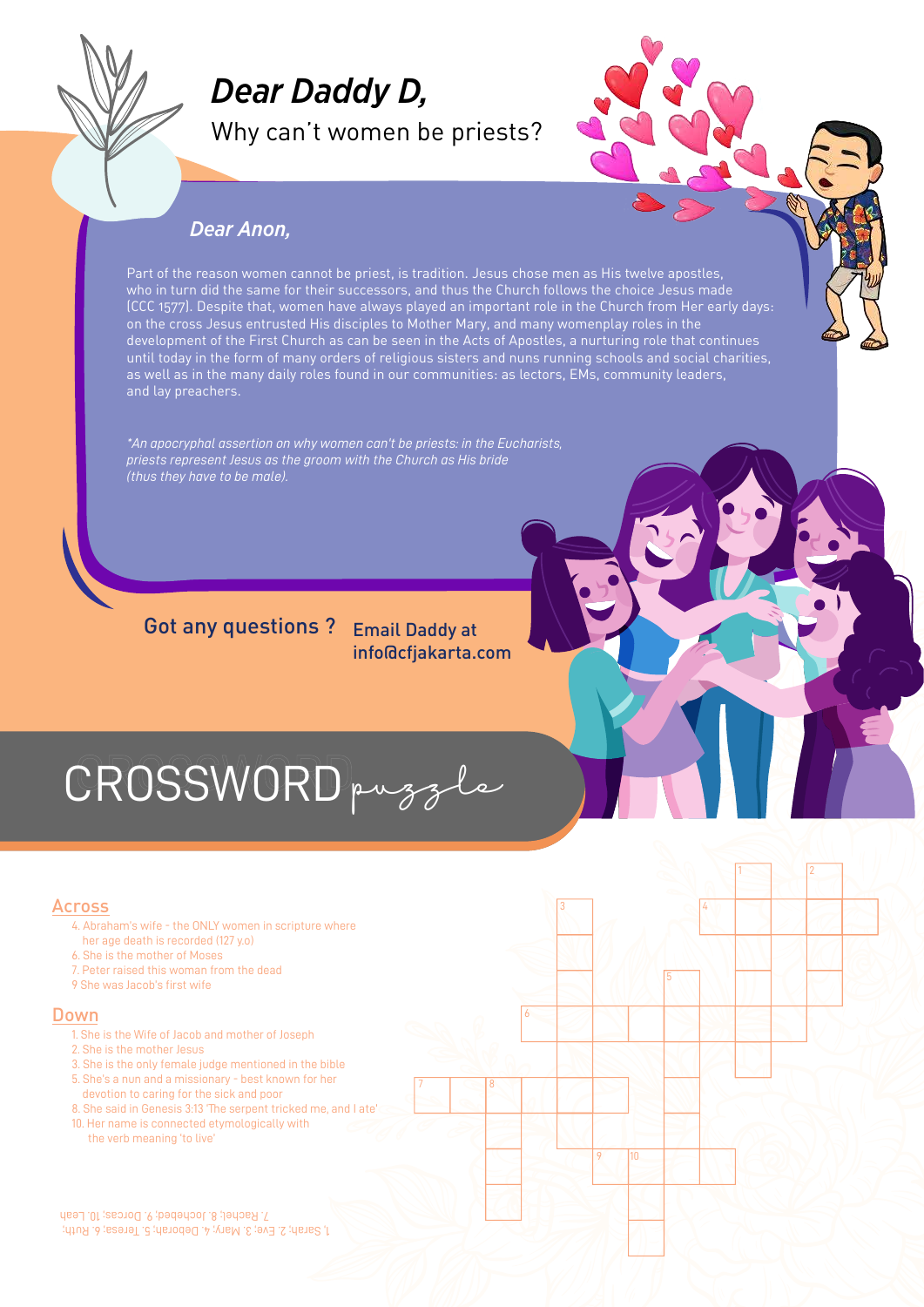# *Dear Daddy D,*

Why can't women be priests?

***Dear Anon,***

Part of the reason women cannot be priest, is tradition. Jesus chose men as His twelve apostles, who in turn did the same for their successors, and thus the Church follows the choice Jesus made (CCC 1577). Despite that, women have always played an important role in the Church from Her early days: on the cross Jesus entrusted His disciples to Mother Mary, and many womenplay roles in the development of the First Church as can be seen in the Acts of Apostles, a nurturing role that continues until today in the form of many orders of religious sisters and nuns running schools and social charities, as well as in the many daily roles found in our communities: as lectors, EMs, community leaders, and lay preachers.

*\*An apocryphal assertion on why women can't be priests: in the Eucharists, priests represent Jesus as the groom with the Church as His bride (thus they have to be male).*

Got any questions ? Email Daddy at info@cfjakarta.com

## CROSSWORD puzzle

### Across

4. Abraham's wife - the ONLY women in scripture where her age death is recorded (127 y.o)
6. She is the mother of Moses
7. Peter raised this woman from the dead
9. She was Jacob's first wife

### Down

1. She is the Wife of Jacob and mother of Joseph
2. She is the mother Jesus
3. She is the only female judge mentioned in the bible
5. She's a nun and a missionary - best known for her devotion to caring for the sick and poor
8. She said in Genesis 3:13 'The serpent tricked me, and I ate'
10. Her name is connected etymologically with the verb meaning 'to live'

1. Sarah; 2. Eve; 3. Mary; 4. Deborah; 5. Teresa; 6. Ruth; 7. Rachel; 8. Jochebed; 9. Dorcas; 10. Leah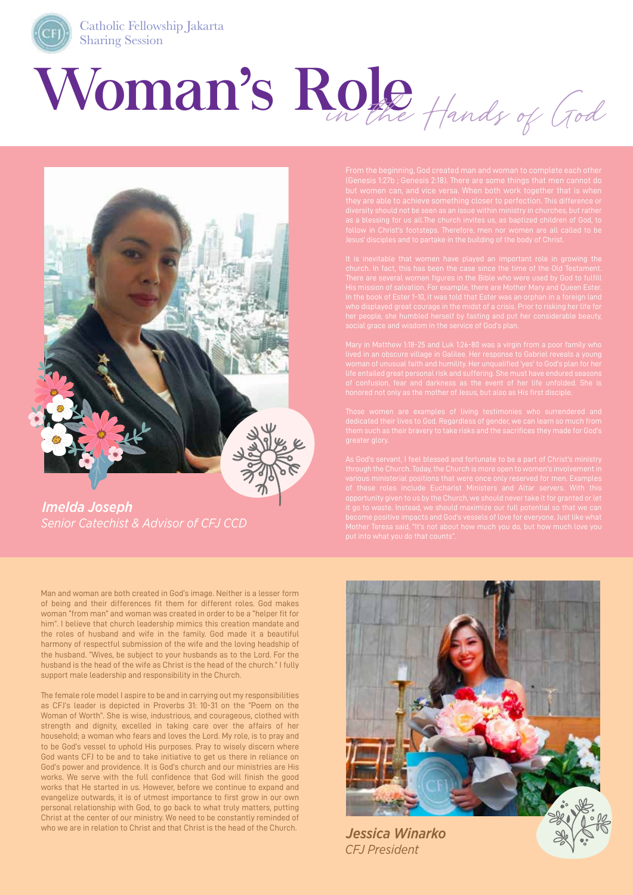Catholic Fellowship Jakarta
Sharing Session

# Woman's Role *in the Hands of God*

***Imelda Joseph***
*Senior Catechist & Advisor of CFJ CCD*

From the beginning, God created man and woman to complete each other (Genesis 1:27b ; Genesis 2:18). There are some things that men cannot do but women can, and vice versa. When both work together that is when they are able to achieve something closer to perfection. This difference or diversity should not be seen as an issue within ministry in churches, but rather as a blessing for us all.The church invites us, as baptized children of God, to follow in Christ's footsteps. Therefore, men nor women are all called to be Jesus' disciples and to partake in the building of the body of Christ.

It is inevitable that women have played an important role in growing the church. In fact, this has been the case since the time of the Old Testament. There are several women figures in the Bible who were used by God to fulfill His mission of salvation. For example, there are Mother Mary and Queen Ester. In the book of Ester 1-10, it was told that Ester was an orphan in a foreign land who displayed great courage in the midst of a crisis. Prior to risking her life for her people, she humbled herself by fasting and put her considerable beauty, social grace and wisdom in the service of God's plan.

Mary in Matthew 1:18-25 and Luk 1:26-80 was a virgin from a poor family who lived in an obscure village in Galilee. Her response to Gabriel reveals a young woman of unusual faith and humility. Her unqualified 'yes' to God's plan for her life entailed great personal risk and suffering. She must have endured seasons of confusion, fear and darkness as the event of her life unfolded. She is honored not only as the mother of Jesus, but also as His first disciple.

Those women are examples of living testimonies who surrendered and dedicated their lives to God. Regardless of gender, we can learn so much from them such as their bravery to take risks and the sacrifices they made for God's greater glory.

As God's servant, I feel blessed and fortunate to be a part of Christ's ministry through the Church. Today, the Church is more open to women's involvement in various ministerial positions that were once only reserved for men. Examples of these roles include Eucharist Ministers and Altar servers. With this opportunity given to us by the Church, we should never take it for granted or let it go to waste. Instead, we should maximize our full potential so that we can become positive impacts and God's vessels of love for everyone. Just like what Mother Teresa said, "It's not about how much you do, but how much love you put into what you do that counts".

***Jessica Winarko***
*CFJ President*

Man and woman are both created in God's image. Neither is a lesser form of being and their differences fit them for different roles. God makes woman "from man" and woman was created in order to be a "helper fit for him". I believe that church leadership mimics this creation mandate and the roles of husband and wife in the family. God made it a beautiful harmony of respectful submission of the wife and the loving headship of the husband. "Wives, be subject to your husbands as to the Lord. For the husband is the head of the wife as Christ is the head of the church." I fully support male leadership and responsibility in the Church.

The female role model I aspire to be and in carrying out my responsibilities as CFJ's leader is depicted in Proverbs 31: 10-31 on the "Poem on the Woman of Worth". She is wise, industrious, and courageous, clothed with strength and dignity, excelled in taking care over the affairs of her household; a woman who fears and loves the Lord. My role, is to pray and to be God's vessel to uphold His purposes. Pray to wisely discern where God wants CFJ to be and to take initiative to get us there in reliance on God's power and providence. It is God's church and our ministries are His works. We serve with the full confidence that God will finish the good works that He started in us. However, before we continue to expand and evangelize outwards, it is of utmost importance to first grow in our own personal relationship with God, to go back to what truly matters, putting Christ at the center of our ministry. We need to be constantly reminded of who we are in relation to Christ and that Christ is the head of the Church.